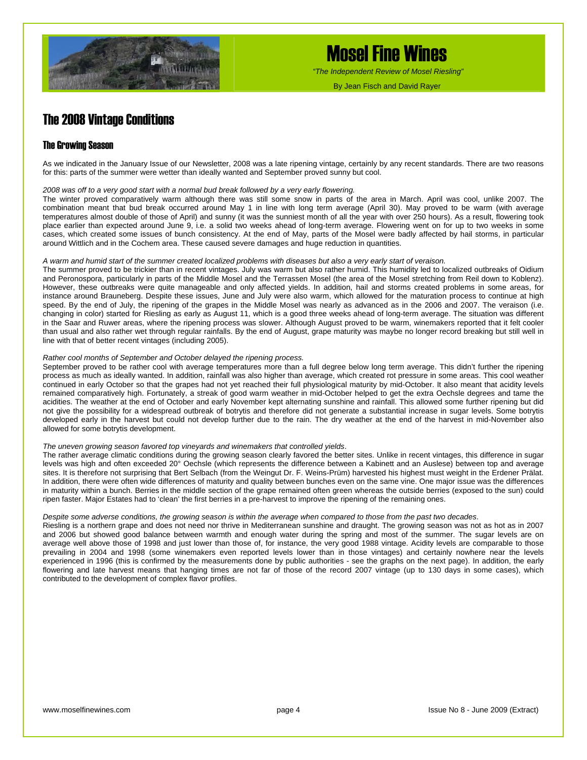# Mosel Fine Wines

*"The Independent Review of Mosel Riesling"*

By Jean Fisch and David Rayer

## The 2008 Vintage Conditions

### The Growing Season

As we indicated in the January Issue of our Newsletter, 2008 was a late ripening vintage, certainly by any recent standards. There are two reasons for this: parts of the summer were wetter than ideally wanted and September proved sunny but cool.

*2008 was off to a very good start with a normal bud break followed by a very early flowering.*
The winter proved comparatively warm although there was still some snow in parts of the area in March. April was cool, unlike 2007. The combination meant that bud break occurred around May 1 in line with long term average (April 30). May proved to be warm (with average temperatures almost double of those of April) and sunny (it was the sunniest month of all the year with over 250 hours). As a result, flowering took place earlier than expected around June 9, i.e. a solid two weeks ahead of long-term average. Flowering went on for up to two weeks in some cases, which created some issues of bunch consistency. At the end of May, parts of the Mosel were badly affected by hail storms, in particular around Wittlich and in the Cochem area. These caused severe damages and huge reduction in quantities.

*A warm and humid start of the summer created localized problems with diseases but also a very early start of veraison.*
The summer proved to be trickier than in recent vintages. July was warm but also rather humid. This humidity led to localized outbreaks of Oidium and Peronospora, particularly in parts of the Middle Mosel and the Terrassen Mosel (the area of the Mosel stretching from Reil down to Koblenz). However, these outbreaks were quite manageable and only affected yields. In addition, hail and storms created problems in some areas, for instance around Brauneberg. Despite these issues, June and July were also warm, which allowed for the maturation process to continue at high speed. By the end of July, the ripening of the grapes in the Middle Mosel was nearly as advanced as in the 2006 and 2007. The veraison (i.e. changing in color) started for Riesling as early as August 11, which is a good three weeks ahead of long-term average. The situation was different in the Saar and Ruwer areas, where the ripening process was slower. Although August proved to be warm, winemakers reported that it felt cooler than usual and also rather wet through regular rainfalls. By the end of August, grape maturity was maybe no longer record breaking but still well in line with that of better recent vintages (including 2005).

*Rather cool months of September and October delayed the ripening process.*
September proved to be rather cool with average temperatures more than a full degree below long term average. This didn't further the ripening process as much as ideally wanted. In addition, rainfall was also higher than average, which created rot pressure in some areas. This cool weather continued in early October so that the grapes had not yet reached their full physiological maturity by mid-October. It also meant that acidity levels remained comparatively high. Fortunately, a streak of good warm weather in mid-October helped to get the extra Oechsle degrees and tame the acidities. The weather at the end of October and early November kept alternating sunshine and rainfall. This allowed some further ripening but did not give the possibility for a widespread outbreak of botrytis and therefore did not generate a substantial increase in sugar levels. Some botrytis developed early in the harvest but could not develop further due to the rain. The dry weather at the end of the harvest in mid-November also allowed for some botrytis development.

*The uneven growing season favored top vineyards and winemakers that controlled yields.*
The rather average climatic conditions during the growing season clearly favored the better sites. Unlike in recent vintages, this difference in sugar levels was high and often exceeded 20° Oechsle (which represents the difference between a Kabinett and an Auslese) between top and average sites. It is therefore not surprising that Bert Selbach (from the Weingut Dr. F. Weins-Prüm) harvested his highest must weight in the Erdener Prälat. In addition, there were often wide differences of maturity and quality between bunches even on the same vine. One major issue was the differences in maturity within a bunch. Berries in the middle section of the grape remained often green whereas the outside berries (exposed to the sun) could ripen faster. Major Estates had to 'clean' the first berries in a pre-harvest to improve the ripening of the remaining ones.

*Despite some adverse conditions, the growing season is within the average when compared to those from the past two decades.*
Riesling is a northern grape and does not need nor thrive in Mediterranean sunshine and draught. The growing season was not as hot as in 2007 and 2006 but showed good balance between warmth and enough water during the spring and most of the summer. The sugar levels are on average well above those of 1998 and just lower than those of, for instance, the very good 1988 vintage. Acidity levels are comparable to those prevailing in 2004 and 1998 (some winemakers even reported levels lower than in those vintages) and certainly nowhere near the levels experienced in 1996 (this is confirmed by the measurements done by public authorities - see the graphs on the next page). In addition, the early flowering and late harvest means that hanging times are not far of those of the record 2007 vintage (up to 130 days in some cases), which contributed to the development of complex flavor profiles.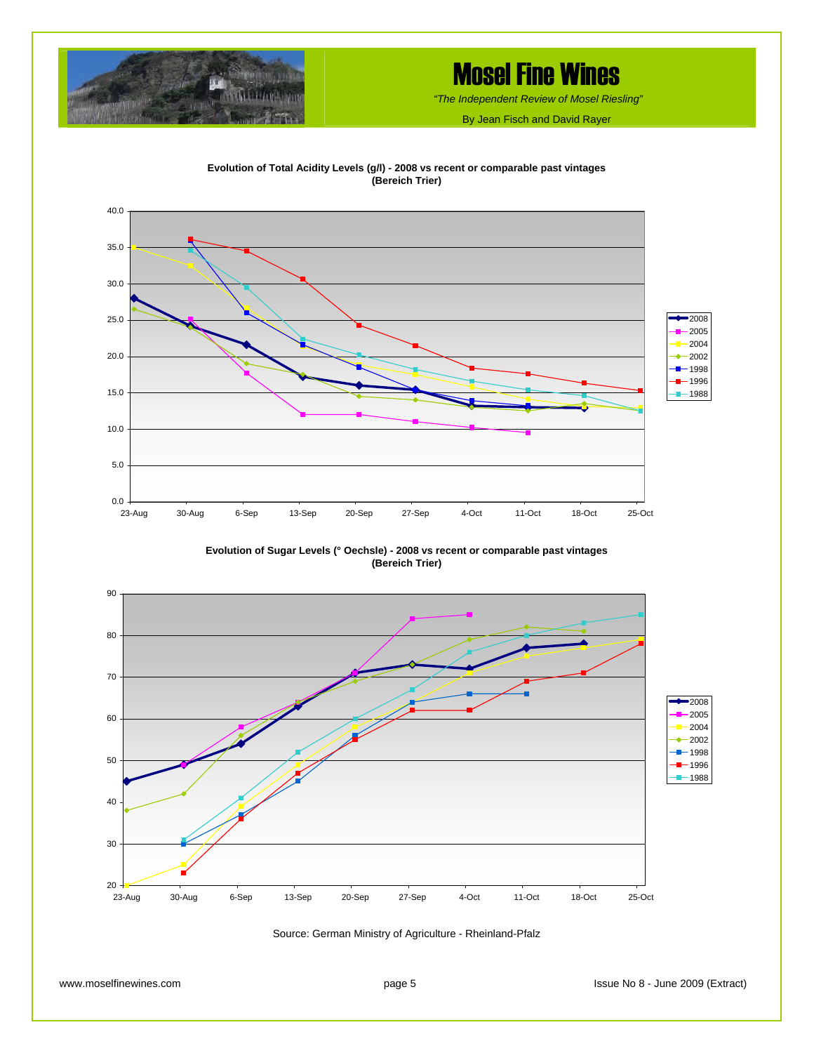# Mosel Fine Wines

*"The Independent Review of Mosel Riesling"*

By Jean Fisch and David Rayer

**Evolution of Total Acidity Levels (g/l) - 2008 vs recent or comparable past vintages (Bereich Trier)**

**Evolution of Sugar Levels (° Oechsle) - 2008 vs recent or comparable past vintages (Bereich Trier)**

Source: German Ministry of Agriculture - Rheinland-Pfalz

www.moselfinewines.com

Issue No 8 - June 2009 (Extract)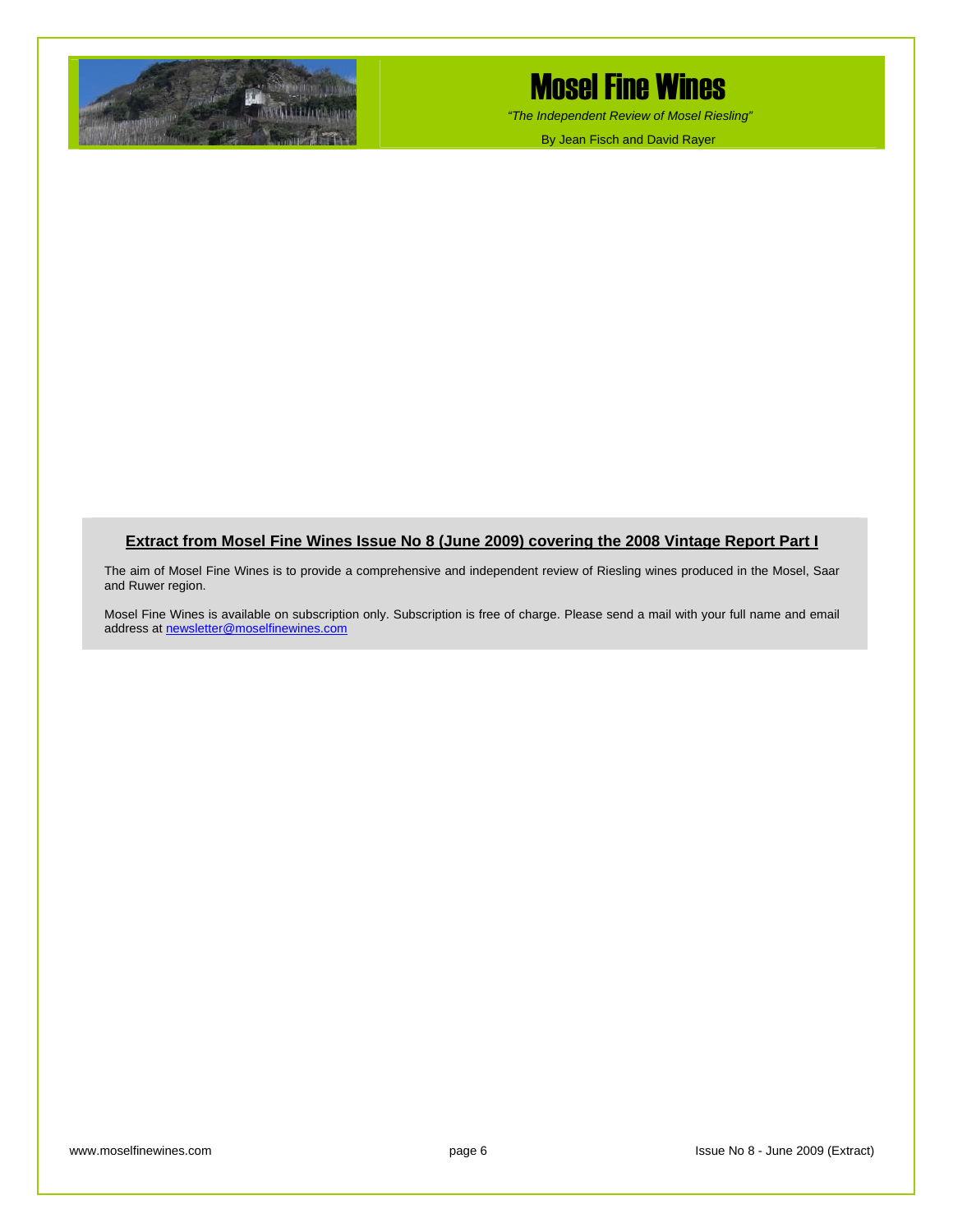**Extract from Mosel Fine Wines Issue No 8 (June 2009) covering the 2008 Vintage Report Part I**

The aim of Mosel Fine Wines is to provide a comprehensive and independent review of Riesling wines produced in the Mosel, Saar and Ruwer region.

Mosel Fine Wines is available on subscription only. Subscription is free of charge. Please send a mail with your full name and email address at newsletter@moselfinewines.com